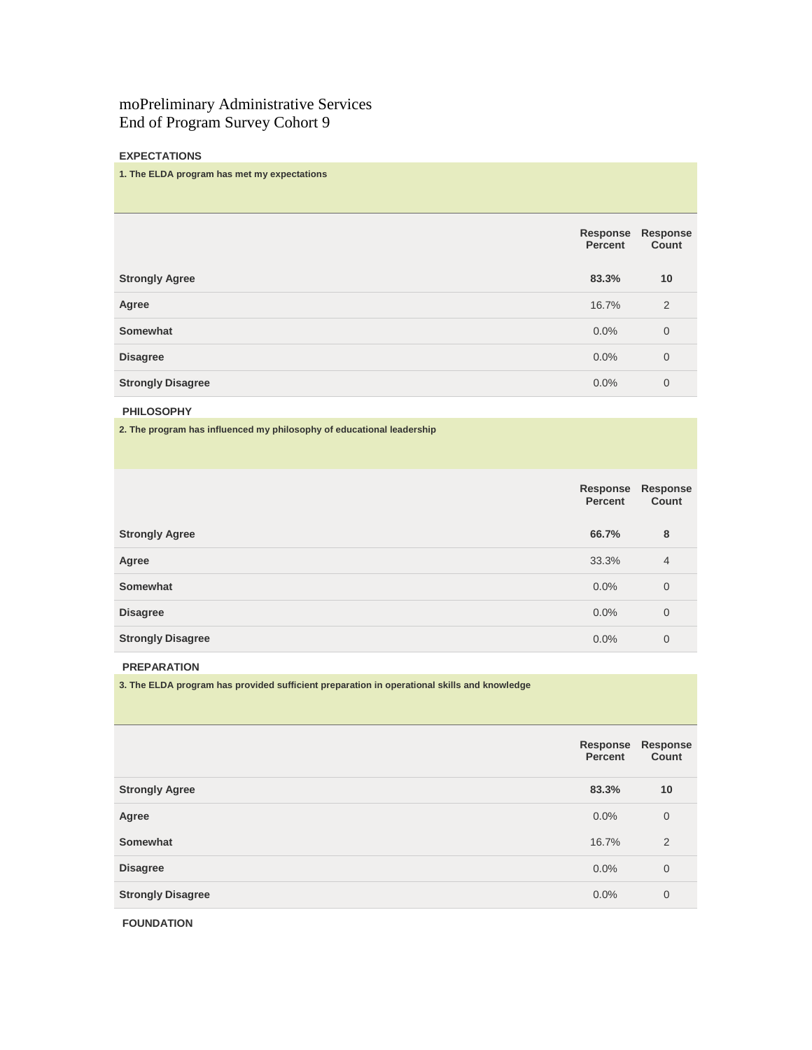# moPreliminary Administrative Services
# End of Program Survey Cohort 9

## EXPECTATIONS

**1. The ELDA program has met my expectations**

| | Response Percent | Response Count |
|---|---|---|
| **Strongly Agree** | **83.3%** | **10** |
| **Agree** | 16.7% | 2 |
| **Somewhat** | 0.0% | 0 |
| **Disagree** | 0.0% | 0 |
| **Strongly Disagree** | 0.0% | 0 |

## PHILOSOPHY

**2. The program has influenced my philosophy of educational leadership**

| | Response Percent | Response Count |
|---|---|---|
| **Strongly Agree** | **66.7%** | **8** |
| **Agree** | 33.3% | 4 |
| **Somewhat** | 0.0% | 0 |
| **Disagree** | 0.0% | 0 |
| **Strongly Disagree** | 0.0% | 0 |

## PREPARATION

**3. The ELDA program has provided sufficient preparation in operational skills and knowledge**

| | Response Percent | Response Count |
|---|---|---|
| **Strongly Agree** | **83.3%** | **10** |
| **Agree** | 0.0% | 0 |
| **Somewhat** | 16.7% | 2 |
| **Disagree** | 0.0% | 0 |
| **Strongly Disagree** | 0.0% | 0 |

## FOUNDATION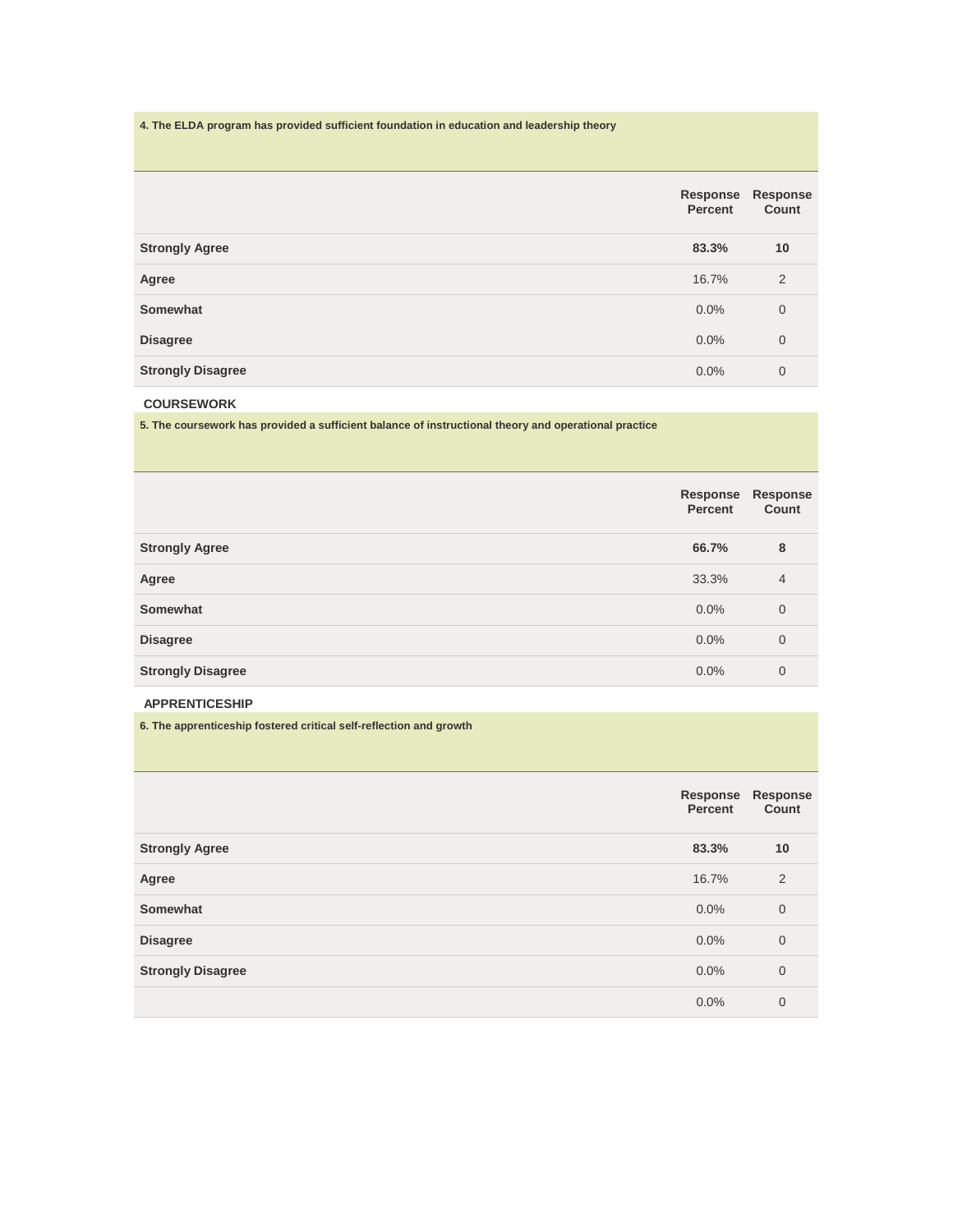**4. The ELDA program has provided sufficient foundation in education and leadership theory**

| | Response Percent | Response Count |
|---|---|---|
| **Strongly Agree** | **83.3%** | **10** |
| **Agree** | 16.7% | 2 |
| **Somewhat** | 0.0% | 0 |
| **Disagree** | 0.0% | 0 |
| **Strongly Disagree** | 0.0% | 0 |

### COURSEWORK

**5. The coursework has provided a sufficient balance of instructional theory and operational practice**

| | Response Percent | Response Count |
|---|---|---|
| **Strongly Agree** | **66.7%** | **8** |
| **Agree** | 33.3% | 4 |
| **Somewhat** | 0.0% | 0 |
| **Disagree** | 0.0% | 0 |
| **Strongly Disagree** | 0.0% | 0 |

### APPRENTICESHIP

**6. The apprenticeship fostered critical self-reflection and growth**

| | Response Percent | Response Count |
|---|---|---|
| **Strongly Agree** | **83.3%** | **10** |
| **Agree** | 16.7% | 2 |
| **Somewhat** | 0.0% | 0 |
| **Disagree** | 0.0% | 0 |
| **Strongly Disagree** | 0.0% | 0 |
| | 0.0% | 0 |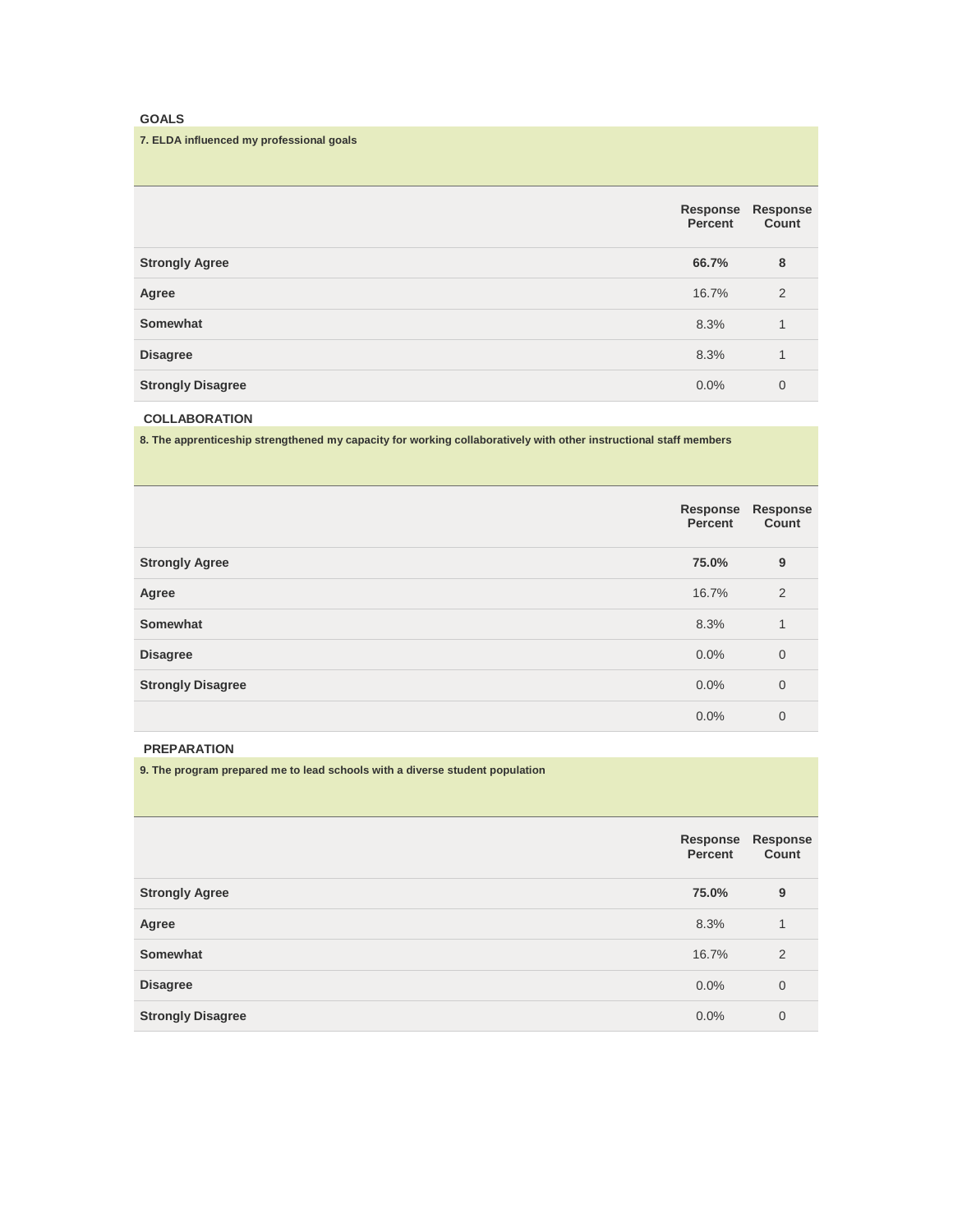### GOALS

**7. ELDA influenced my professional goals**

| | Response Percent | Response Count |
|---|---|---|
| **Strongly Agree** | **66.7%** | **8** |
| **Agree** | 16.7% | 2 |
| **Somewhat** | 8.3% | 1 |
| **Disagree** | 8.3% | 1 |
| **Strongly Disagree** | 0.0% | 0 |

### COLLABORATION

**8. The apprenticeship strengthened my capacity for working collaboratively with other instructional staff members**

| | Response Percent | Response Count |
|---|---|---|
| **Strongly Agree** | **75.0%** | **9** |
| **Agree** | 16.7% | 2 |
| **Somewhat** | 8.3% | 1 |
| **Disagree** | 0.0% | 0 |
| **Strongly Disagree** | 0.0% | 0 |
| | 0.0% | 0 |

### PREPARATION

**9. The program prepared me to lead schools with a diverse student population**

| | Response Percent | Response Count |
|---|---|---|
| **Strongly Agree** | **75.0%** | **9** |
| **Agree** | 8.3% | 1 |
| **Somewhat** | 16.7% | 2 |
| **Disagree** | 0.0% | 0 |
| **Strongly Disagree** | 0.0% | 0 |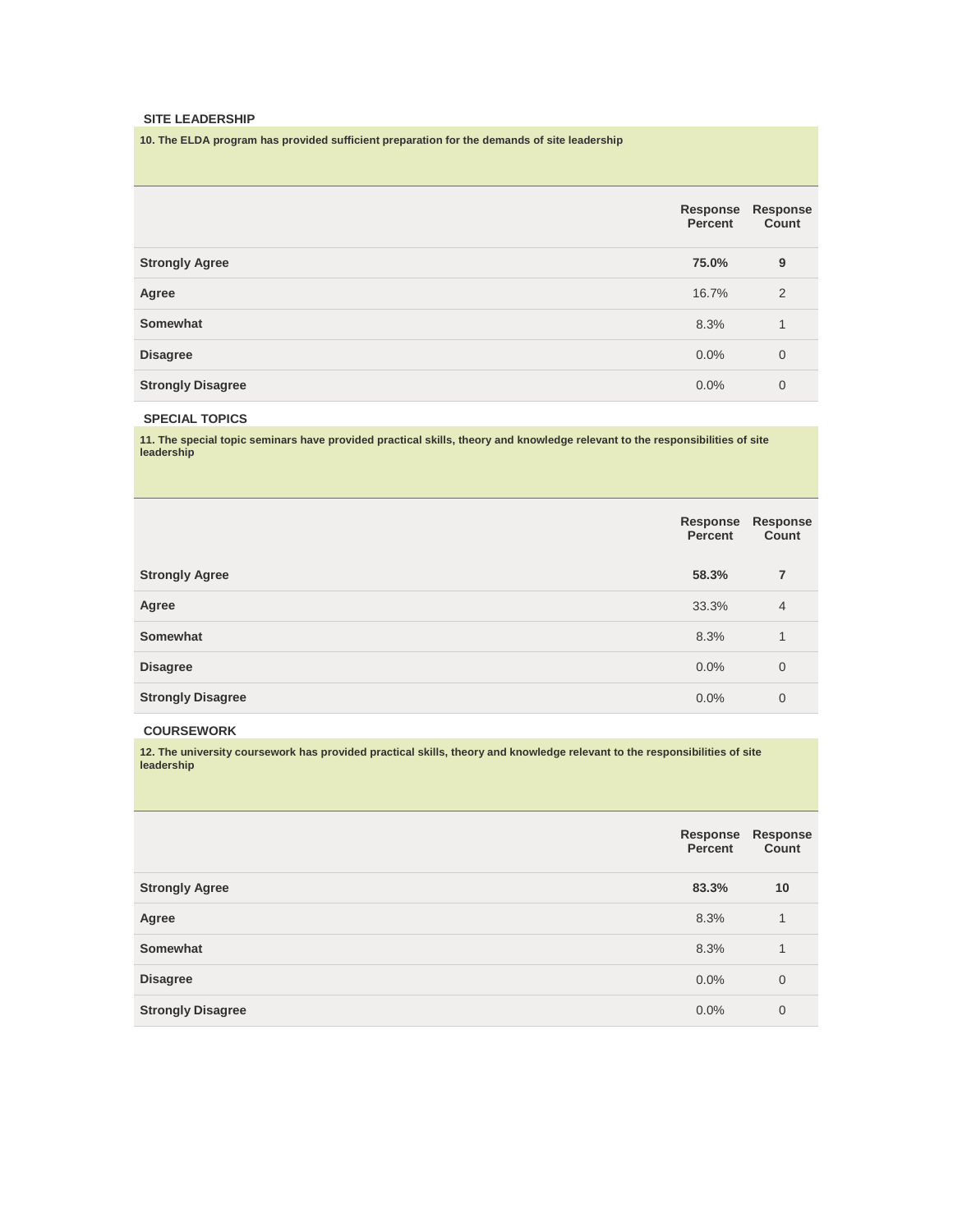### SITE LEADERSHIP

**10. The ELDA program has provided sufficient preparation for the demands of site leadership**

| | Response Percent | Response Count |
|---|---|---|
| **Strongly Agree** | **75.0%** | **9** |
| **Agree** | 16.7% | 2 |
| **Somewhat** | 8.3% | 1 |
| **Disagree** | 0.0% | 0 |
| **Strongly Disagree** | 0.0% | 0 |

### SPECIAL TOPICS

**11. The special topic seminars have provided practical skills, theory and knowledge relevant to the responsibilities of site leadership**

| | Response Percent | Response Count |
|---|---|---|
| **Strongly Agree** | **58.3%** | **7** |
| **Agree** | 33.3% | 4 |
| **Somewhat** | 8.3% | 1 |
| **Disagree** | 0.0% | 0 |
| **Strongly Disagree** | 0.0% | 0 |

### COURSEWORK

**12. The university coursework has provided practical skills, theory and knowledge relevant to the responsibilities of site leadership**

| | Response Percent | Response Count |
|---|---|---|
| **Strongly Agree** | **83.3%** | **10** |
| **Agree** | 8.3% | 1 |
| **Somewhat** | 8.3% | 1 |
| **Disagree** | 0.0% | 0 |
| **Strongly Disagree** | 0.0% | 0 |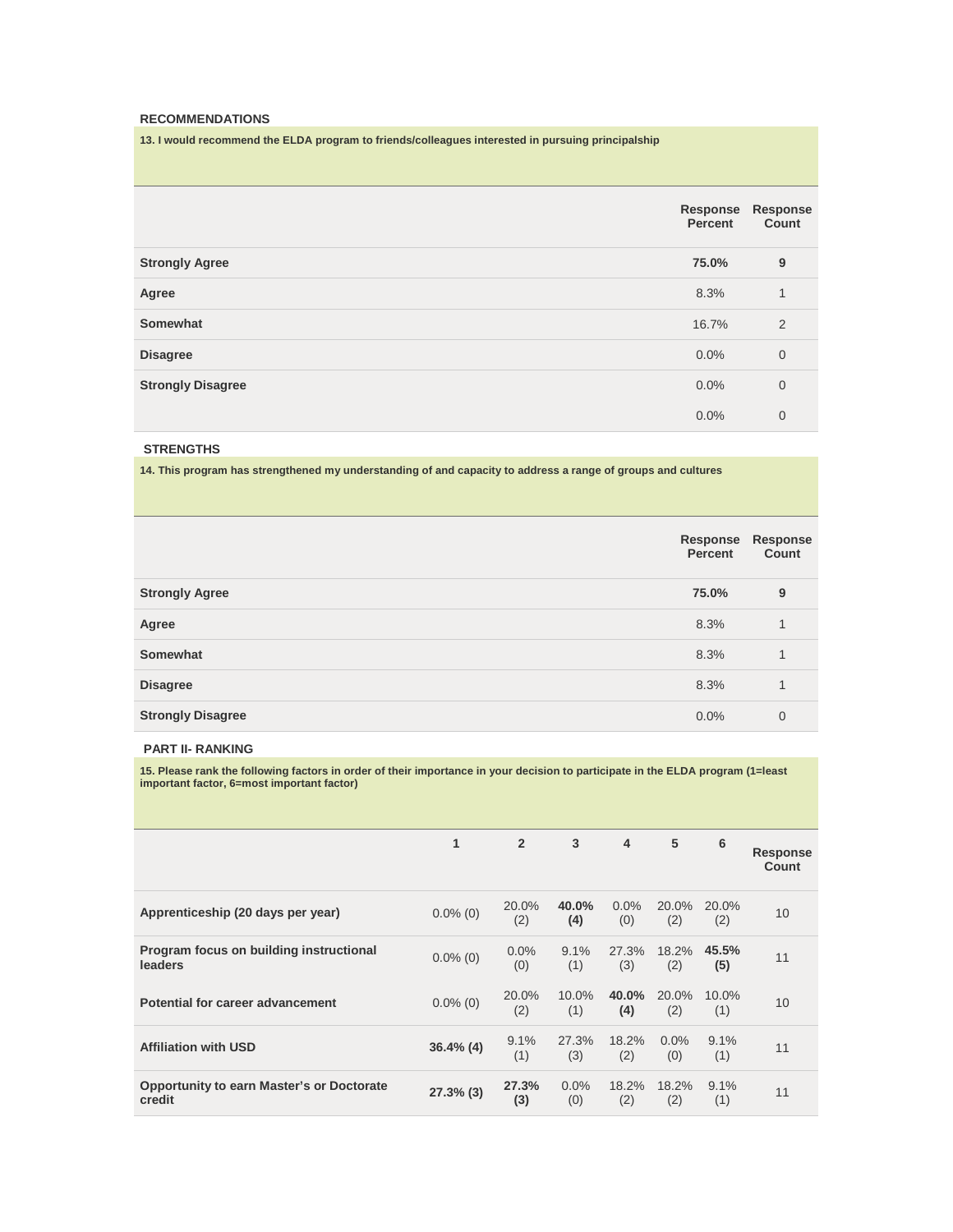### RECOMMENDATIONS

**13. I would recommend the ELDA program to friends/colleagues interested in pursuing principalship**

| | Response Percent | Response Count |
|---|---|---|
| **Strongly Agree** | **75.0%** | **9** |
| **Agree** | 8.3% | 1 |
| **Somewhat** | 16.7% | 2 |
| **Disagree** | 0.0% | 0 |
| **Strongly Disagree** | 0.0% | 0 |
| | 0.0% | 0 |

### STRENGTHS

**14. This program has strengthened my understanding of and capacity to address a range of groups and cultures**

| | Response Percent | Response Count |
|---|---|---|
| **Strongly Agree** | **75.0%** | **9** |
| **Agree** | 8.3% | 1 |
| **Somewhat** | 8.3% | 1 |
| **Disagree** | 8.3% | 1 |
| **Strongly Disagree** | 0.0% | 0 |

### PART II- RANKING

**15. Please rank the following factors in order of their importance in your decision to participate in the ELDA program (1=least important factor, 6=most important factor)**

| | 1 | 2 | 3 | 4 | 5 | 6 | Response Count |
|---|---|---|---|---|---|---|---|
| **Apprenticeship (20 days per year)** | 0.0% (0) | 20.0% (2) | **40.0% (4)** | 0.0% (0) | 20.0% (2) | 20.0% (2) | 10 |
| **Program focus on building instructional leaders** | 0.0% (0) | 0.0% (0) | 9.1% (1) | 27.3% (3) | 18.2% (2) | **45.5% (5)** | 11 |
| **Potential for career advancement** | 0.0% (0) | 20.0% (2) | 10.0% (1) | **40.0% (4)** | 20.0% (2) | 10.0% (1) | 10 |
| **Affiliation with USD** | **36.4% (4)** | 9.1% (1) | 27.3% (3) | 18.2% (2) | 0.0% (0) | 9.1% (1) | 11 |
| **Opportunity to earn Master's or Doctorate credit** | **27.3% (3)** | **27.3% (3)** | 0.0% (0) | 18.2% (2) | 18.2% (2) | 9.1% (1) | 11 |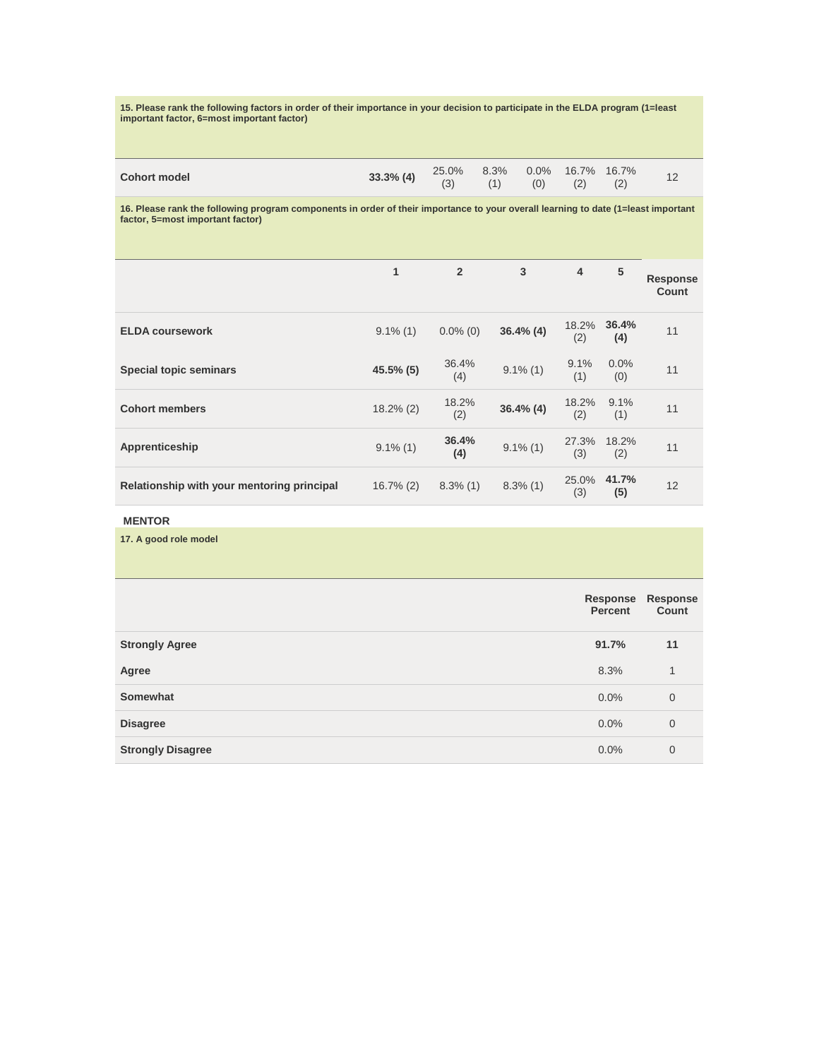**15. Please rank the following factors in order of their importance in your decision to participate in the ELDA program (1=least important factor, 6=most important factor)**

| | | | | | | | |
|---|---|---|---|---|---|---|---|
| **Cohort model** | **33.3% (4)** | 25.0% (3) | 8.3% (1) | 0.0% (0) | 16.7% (2) | 16.7% (2) | 12 |

**16. Please rank the following program components in order of their importance to your overall learning to date (1=least important factor, 5=most important factor)**

| | 1 | 2 | 3 | 4 | 5 | Response Count |
|---|---|---|---|---|---|---|
| **ELDA coursework** | 9.1% (1) | 0.0% (0) | **36.4% (4)** | 18.2% (2) | **36.4% (4)** | 11 |
| **Special topic seminars** | **45.5% (5)** | 36.4% (4) | 9.1% (1) | 9.1% (1) | 0.0% (0) | 11 |
| **Cohort members** | 18.2% (2) | 18.2% (2) | **36.4% (4)** | 18.2% (2) | 9.1% (1) | 11 |
| **Apprenticeship** | 9.1% (1) | **36.4% (4)** | 9.1% (1) | 27.3% (3) | 18.2% (2) | 11 |
| **Relationship with your mentoring principal** | 16.7% (2) | 8.3% (1) | 8.3% (1) | 25.0% (3) | **41.7% (5)** | 12 |

**MENTOR**

**17. A good role model**

| | Response Percent | Response Count |
|---|---|---|
| **Strongly Agree** | **91.7%** | **11** |
| **Agree** | 8.3% | 1 |
| **Somewhat** | 0.0% | 0 |
| **Disagree** | 0.0% | 0 |
| **Strongly Disagree** | 0.0% | 0 |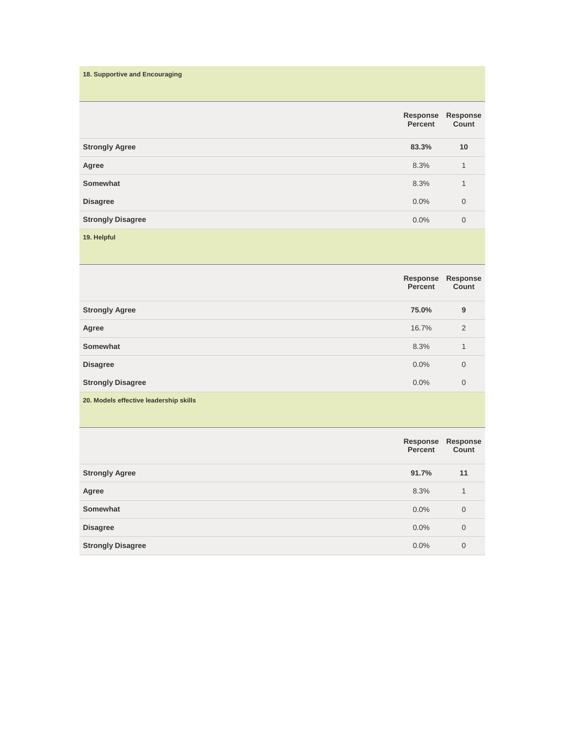**18. Supportive and Encouraging**

| | Response Percent | Response Count |
|---|---|---|
| **Strongly Agree** | **83.3%** | **10** |
| **Agree** | 8.3% | 1 |
| **Somewhat** | 8.3% | 1 |
| **Disagree** | 0.0% | 0 |
| **Strongly Disagree** | 0.0% | 0 |

**19. Helpful**

| | Response Percent | Response Count |
|---|---|---|
| **Strongly Agree** | **75.0%** | **9** |
| **Agree** | 16.7% | 2 |
| **Somewhat** | 8.3% | 1 |
| **Disagree** | 0.0% | 0 |
| **Strongly Disagree** | 0.0% | 0 |

**20. Models effective leadership skills**

| | Response Percent | Response Count |
|---|---|---|
| **Strongly Agree** | **91.7%** | **11** |
| **Agree** | 8.3% | 1 |
| **Somewhat** | 0.0% | 0 |
| **Disagree** | 0.0% | 0 |
| **Strongly Disagree** | 0.0% | 0 |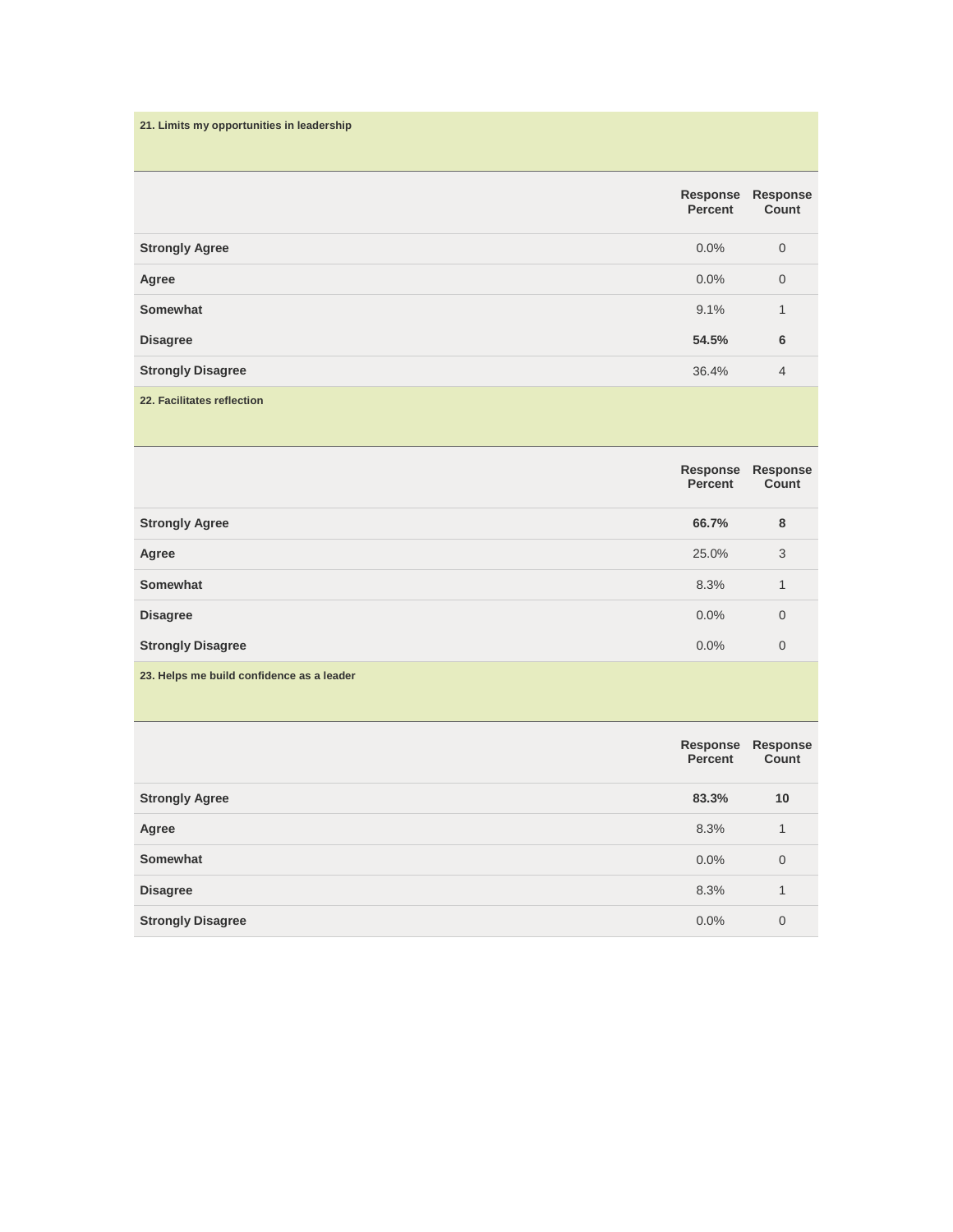**21. Limits my opportunities in leadership**

| | Response Percent | Response Count |
|---|---|---|
| **Strongly Agree** | 0.0% | 0 |
| **Agree** | 0.0% | 0 |
| **Somewhat** | 9.1% | 1 |
| **Disagree** | **54.5%** | **6** |
| **Strongly Disagree** | 36.4% | 4 |

**22. Facilitates reflection**

| | Response Percent | Response Count |
|---|---|---|
| **Strongly Agree** | **66.7%** | **8** |
| **Agree** | 25.0% | 3 |
| **Somewhat** | 8.3% | 1 |
| **Disagree** | 0.0% | 0 |
| **Strongly Disagree** | 0.0% | 0 |

**23. Helps me build confidence as a leader**

| | Response Percent | Response Count |
|---|---|---|
| **Strongly Agree** | **83.3%** | **10** |
| **Agree** | 8.3% | 1 |
| **Somewhat** | 0.0% | 0 |
| **Disagree** | 8.3% | 1 |
| **Strongly Disagree** | 0.0% | 0 |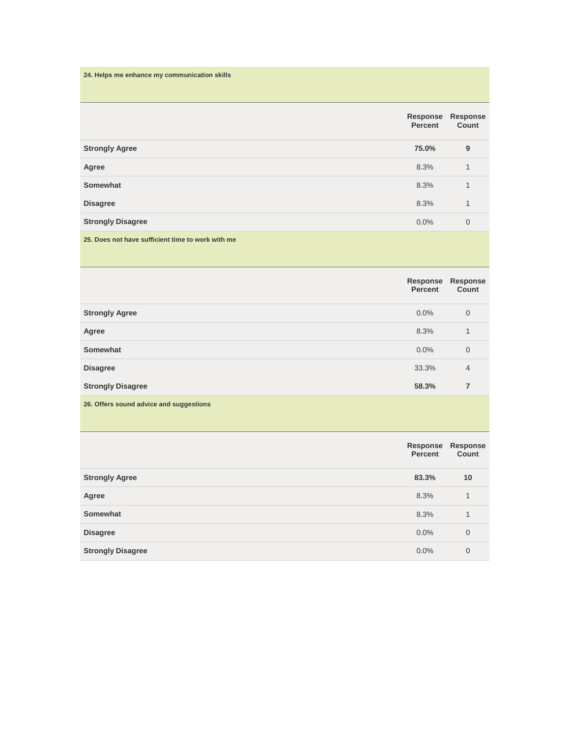### 24. Helps me enhance my communication skills

| | Response Percent | Response Count |
|---|---|---|
| **Strongly Agree** | **75.0%** | **9** |
| **Agree** | 8.3% | 1 |
| **Somewhat** | 8.3% | 1 |
| **Disagree** | 8.3% | 1 |
| **Strongly Disagree** | 0.0% | 0 |

### 25. Does not have sufficient time to work with me

| | Response Percent | Response Count |
|---|---|---|
| **Strongly Agree** | 0.0% | 0 |
| **Agree** | 8.3% | 1 |
| **Somewhat** | 0.0% | 0 |
| **Disagree** | 33.3% | 4 |
| **Strongly Disagree** | **58.3%** | **7** |

### 26. Offers sound advice and suggestions

| | Response Percent | Response Count |
|---|---|---|
| **Strongly Agree** | **83.3%** | **10** |
| **Agree** | 8.3% | 1 |
| **Somewhat** | 8.3% | 1 |
| **Disagree** | 0.0% | 0 |
| **Strongly Disagree** | 0.0% | 0 |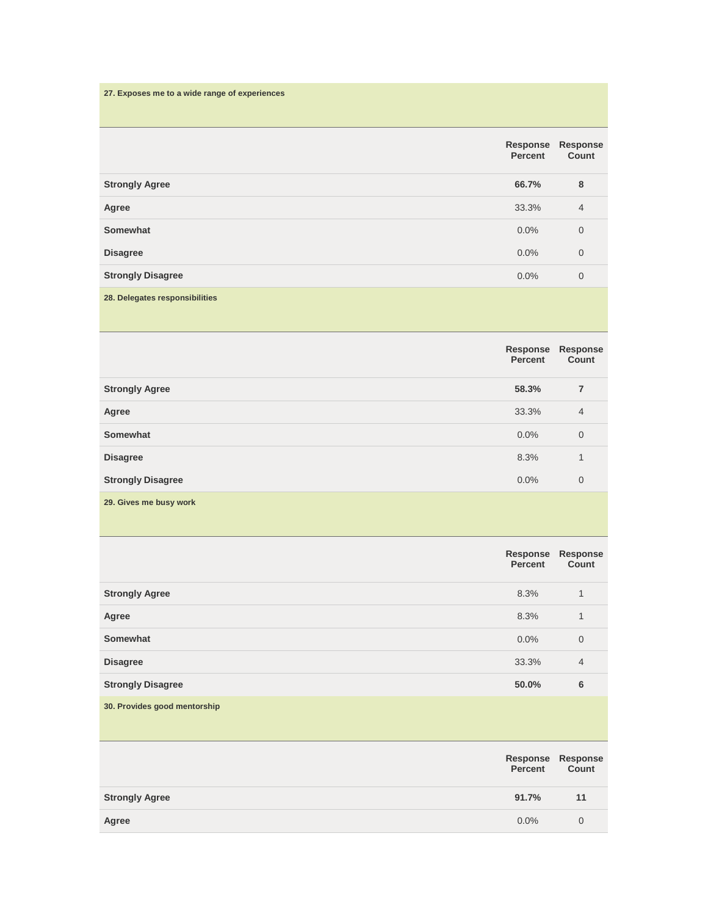**27. Exposes me to a wide range of experiences**

| | Response Percent | Response Count |
|---|---|---|
| **Strongly Agree** | **66.7%** | **8** |
| **Agree** | 33.3% | 4 |
| **Somewhat** | 0.0% | 0 |
| **Disagree** | 0.0% | 0 |
| **Strongly Disagree** | 0.0% | 0 |

**28. Delegates responsibilities**

| | Response Percent | Response Count |
|---|---|---|
| **Strongly Agree** | **58.3%** | **7** |
| **Agree** | 33.3% | 4 |
| **Somewhat** | 0.0% | 0 |
| **Disagree** | 8.3% | 1 |
| **Strongly Disagree** | 0.0% | 0 |

**29. Gives me busy work**

| | Response Percent | Response Count |
|---|---|---|
| **Strongly Agree** | 8.3% | 1 |
| **Agree** | 8.3% | 1 |
| **Somewhat** | 0.0% | 0 |
| **Disagree** | 33.3% | 4 |
| **Strongly Disagree** | **50.0%** | **6** |

**30. Provides good mentorship**

| | Response Percent | Response Count |
|---|---|---|
| **Strongly Agree** | **91.7%** | **11** |
| **Agree** | 0.0% | 0 |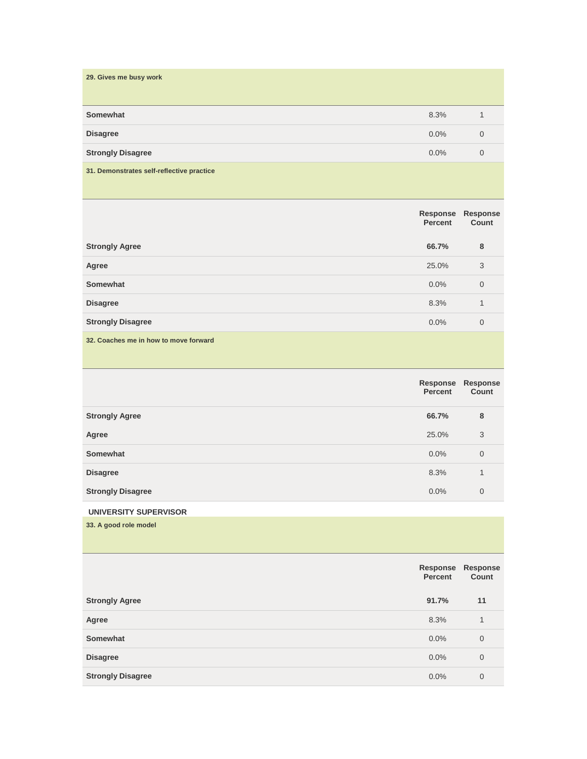**29. Gives me busy work**

| | Response Percent | Response Count |
|---|---|---|
| **Somewhat** | 8.3% | 1 |
| **Disagree** | 0.0% | 0 |
| **Strongly Disagree** | 0.0% | 0 |

**31. Demonstrates self-reflective practice**

| | Response Percent | Response Count |
|---|---|---|
| **Strongly Agree** | **66.7%** | **8** |
| **Agree** | 25.0% | 3 |
| **Somewhat** | 0.0% | 0 |
| **Disagree** | 8.3% | 1 |
| **Strongly Disagree** | 0.0% | 0 |

**32. Coaches me in how to move forward**

| | Response Percent | Response Count |
|---|---|---|
| **Strongly Agree** | **66.7%** | **8** |
| **Agree** | 25.0% | 3 |
| **Somewhat** | 0.0% | 0 |
| **Disagree** | 8.3% | 1 |
| **Strongly Disagree** | 0.0% | 0 |

**UNIVERSITY SUPERVISOR**

**33. A good role model**

| | Response Percent | Response Count |
|---|---|---|
| **Strongly Agree** | **91.7%** | **11** |
| **Agree** | 8.3% | 1 |
| **Somewhat** | 0.0% | 0 |
| **Disagree** | 0.0% | 0 |
| **Strongly Disagree** | 0.0% | 0 |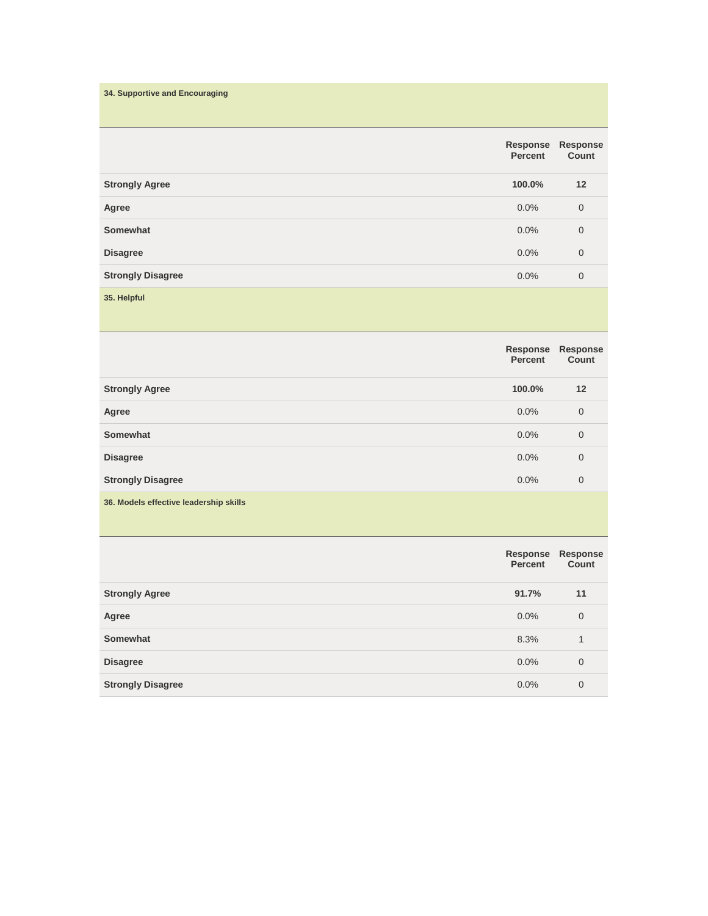**34. Supportive and Encouraging**

| | Response Percent | Response Count |
|---|---|---|
| Strongly Agree | **100.0%** | **12** |
| Agree | 0.0% | 0 |
| Somewhat | 0.0% | 0 |
| Disagree | 0.0% | 0 |
| Strongly Disagree | 0.0% | 0 |

**35. Helpful**

| | Response Percent | Response Count |
|---|---|---|
| Strongly Agree | **100.0%** | **12** |
| Agree | 0.0% | 0 |
| Somewhat | 0.0% | 0 |
| Disagree | 0.0% | 0 |
| Strongly Disagree | 0.0% | 0 |

**36. Models effective leadership skills**

| | Response Percent | Response Count |
|---|---|---|
| Strongly Agree | **91.7%** | **11** |
| Agree | 0.0% | 0 |
| Somewhat | 8.3% | 1 |
| Disagree | 0.0% | 0 |
| Strongly Disagree | 0.0% | 0 |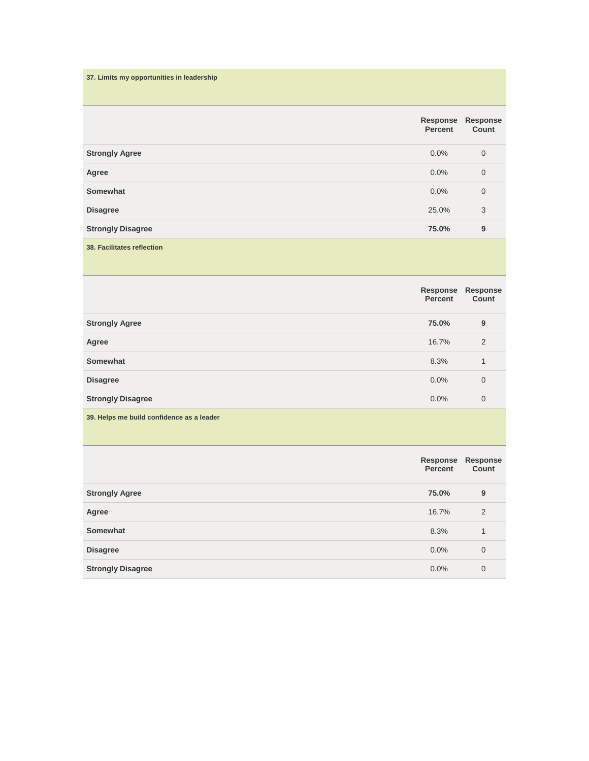**37. Limits my opportunities in leadership**

| | Response Percent | Response Count |
|---|---|---|
| **Strongly Agree** | 0.0% | 0 |
| **Agree** | 0.0% | 0 |
| **Somewhat** | 0.0% | 0 |
| **Disagree** | 25.0% | 3 |
| **Strongly Disagree** | **75.0%** | **9** |

**38. Facilitates reflection**

| | Response Percent | Response Count |
|---|---|---|
| **Strongly Agree** | **75.0%** | **9** |
| **Agree** | 16.7% | 2 |
| **Somewhat** | 8.3% | 1 |
| **Disagree** | 0.0% | 0 |
| **Strongly Disagree** | 0.0% | 0 |

**39. Helps me build confidence as a leader**

| | Response Percent | Response Count |
|---|---|---|
| **Strongly Agree** | **75.0%** | **9** |
| **Agree** | 16.7% | 2 |
| **Somewhat** | 8.3% | 1 |
| **Disagree** | 0.0% | 0 |
| **Strongly Disagree** | 0.0% | 0 |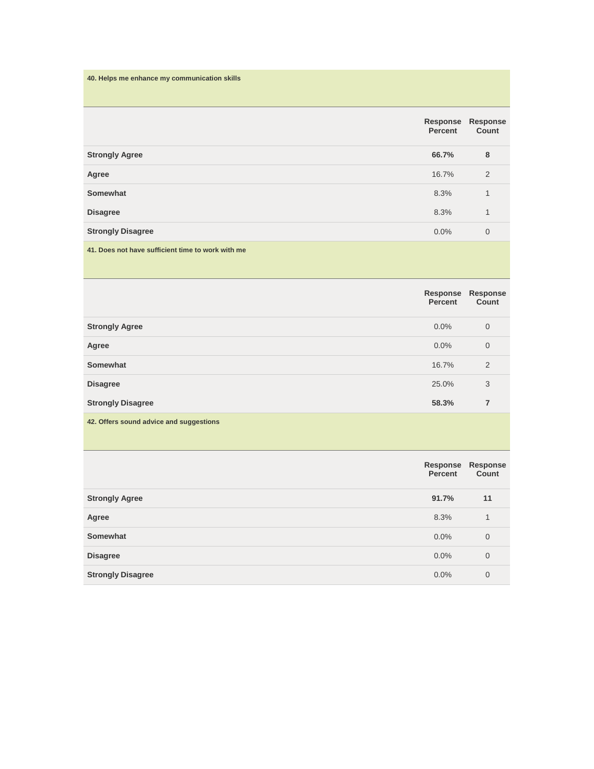**40. Helps me enhance my communication skills**

| | Response Percent | Response Count |
|---|---|---|
| Strongly Agree | **66.7%** | **8** |
| Agree | 16.7% | 2 |
| Somewhat | 8.3% | 1 |
| Disagree | 8.3% | 1 |
| Strongly Disagree | 0.0% | 0 |

**41. Does not have sufficient time to work with me**

| | Response Percent | Response Count |
|---|---|---|
| Strongly Agree | 0.0% | 0 |
| Agree | 0.0% | 0 |
| Somewhat | 16.7% | 2 |
| Disagree | 25.0% | 3 |
| Strongly Disagree | **58.3%** | **7** |

**42. Offers sound advice and suggestions**

| | Response Percent | Response Count |
|---|---|---|
| Strongly Agree | **91.7%** | **11** |
| Agree | 8.3% | 1 |
| Somewhat | 0.0% | 0 |
| Disagree | 0.0% | 0 |
| Strongly Disagree | 0.0% | 0 |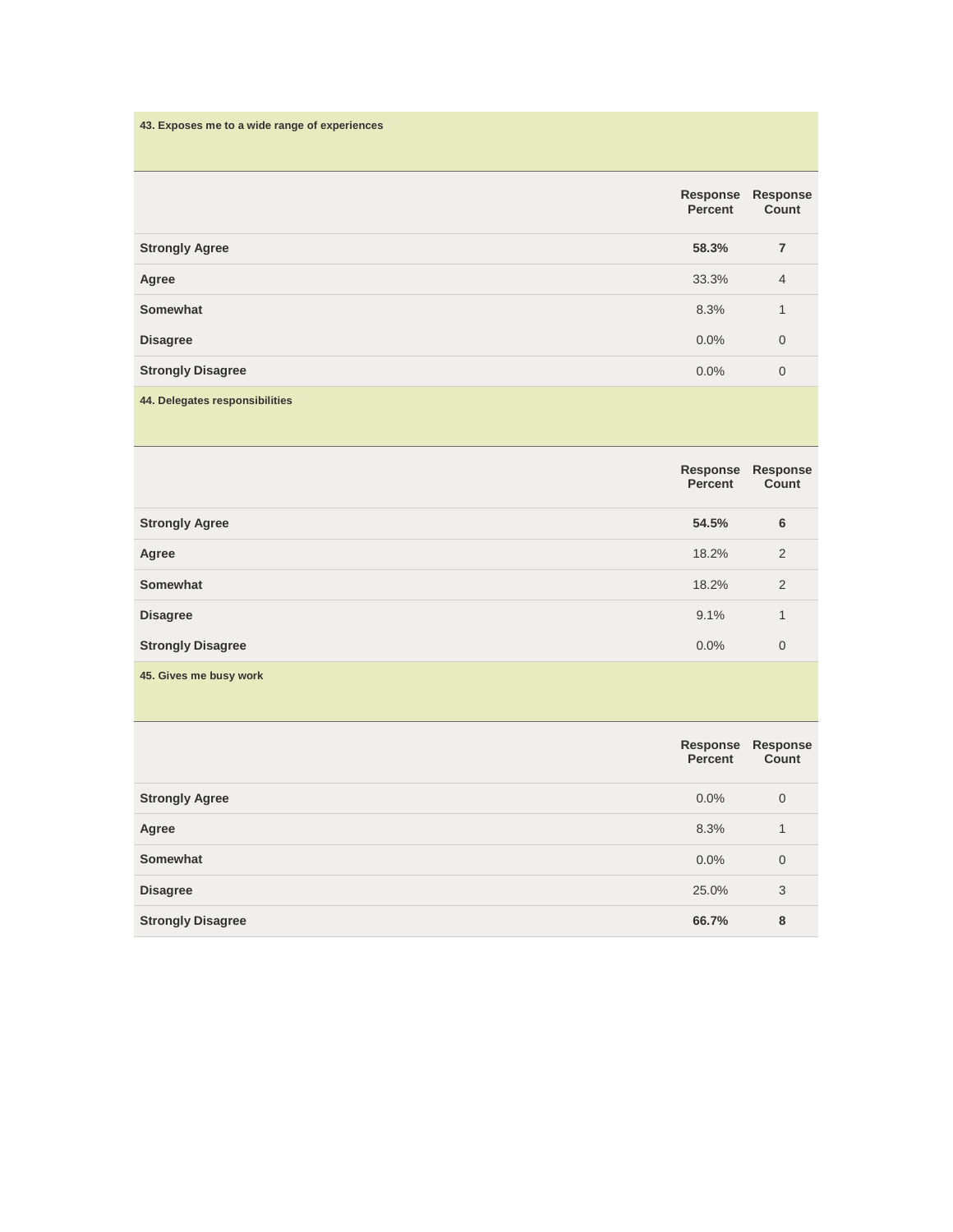**43. Exposes me to a wide range of experiences**

| | Response Percent | Response Count |
|---|---|---|
| **Strongly Agree** | **58.3%** | **7** |
| **Agree** | 33.3% | 4 |
| **Somewhat** | 8.3% | 1 |
| **Disagree** | 0.0% | 0 |
| **Strongly Disagree** | 0.0% | 0 |

**44. Delegates responsibilities**

| | Response Percent | Response Count |
|---|---|---|
| **Strongly Agree** | **54.5%** | **6** |
| **Agree** | 18.2% | 2 |
| **Somewhat** | 18.2% | 2 |
| **Disagree** | 9.1% | 1 |
| **Strongly Disagree** | 0.0% | 0 |

**45. Gives me busy work**

| | Response Percent | Response Count |
|---|---|---|
| **Strongly Agree** | 0.0% | 0 |
| **Agree** | 8.3% | 1 |
| **Somewhat** | 0.0% | 0 |
| **Disagree** | 25.0% | 3 |
| **Strongly Disagree** | **66.7%** | **8** |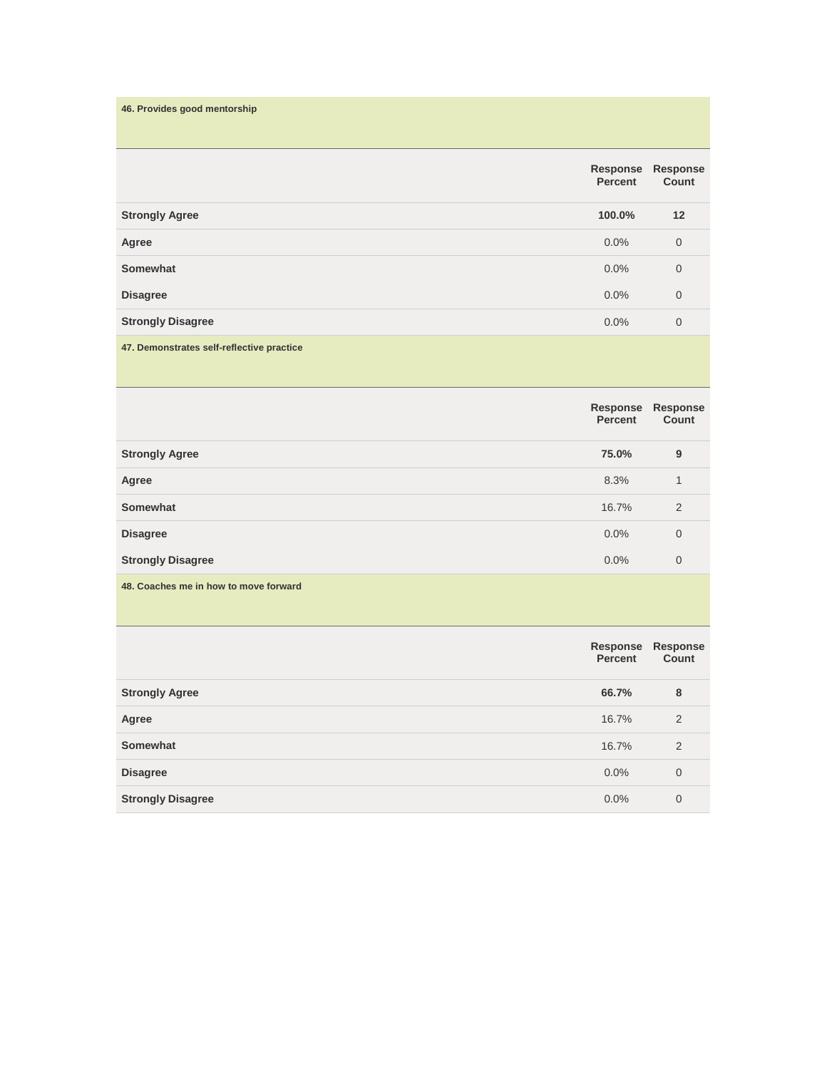**46. Provides good mentorship**

| | Response Percent | Response Count |
|---|---|---|
| Strongly Agree | **100.0%** | **12** |
| Agree | 0.0% | 0 |
| Somewhat | 0.0% | 0 |
| Disagree | 0.0% | 0 |
| Strongly Disagree | 0.0% | 0 |

**47. Demonstrates self-reflective practice**

| | Response Percent | Response Count |
|---|---|---|
| Strongly Agree | **75.0%** | **9** |
| Agree | 8.3% | 1 |
| Somewhat | 16.7% | 2 |
| Disagree | 0.0% | 0 |
| Strongly Disagree | 0.0% | 0 |

**48. Coaches me in how to move forward**

| | Response Percent | Response Count |
|---|---|---|
| Strongly Agree | **66.7%** | **8** |
| Agree | 16.7% | 2 |
| Somewhat | 16.7% | 2 |
| Disagree | 0.0% | 0 |
| Strongly Disagree | 0.0% | 0 |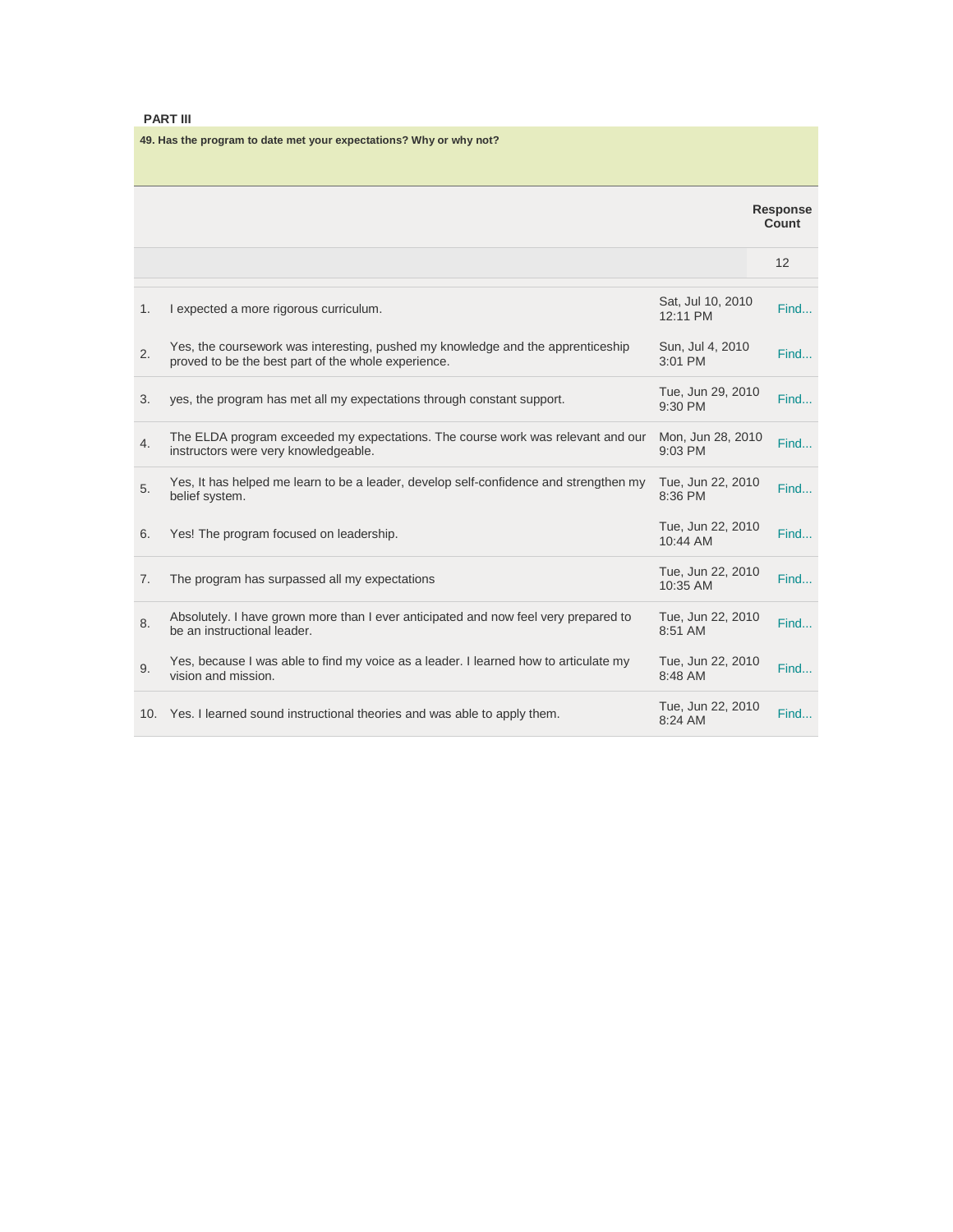**PART III**

**49. Has the program to date met your expectations? Why or why not?**

| | | Response Count |
|---|---|---|
| | | 12 |

| # | Response | Date | |
|---|---|---|---|
| 1. | I expected a more rigorous curriculum. | Sat, Jul 10, 2010 12:11 PM | Find... |
| 2. | Yes, the coursework was interesting, pushed my knowledge and the apprenticeship proved to be the best part of the whole experience. | Sun, Jul 4, 2010 3:01 PM | Find... |
| 3. | yes, the program has met all my expectations through constant support. | Tue, Jun 29, 2010 9:30 PM | Find... |
| 4. | The ELDA program exceeded my expectations. The course work was relevant and our instructors were very knowledgeable. | Mon, Jun 28, 2010 9:03 PM | Find... |
| 5. | Yes, It has helped me learn to be a leader, develop self-confidence and strengthen my belief system. | Tue, Jun 22, 2010 8:36 PM | Find... |
| 6. | Yes! The program focused on leadership. | Tue, Jun 22, 2010 10:44 AM | Find... |
| 7. | The program has surpassed all my expectations | Tue, Jun 22, 2010 10:35 AM | Find... |
| 8. | Absolutely. I have grown more than I ever anticipated and now feel very prepared to be an instructional leader. | Tue, Jun 22, 2010 8:51 AM | Find... |
| 9. | Yes, because I was able to find my voice as a leader. I learned how to articulate my vision and mission. | Tue, Jun 22, 2010 8:48 AM | Find... |
| 10. | Yes. I learned sound instructional theories and was able to apply them. | Tue, Jun 22, 2010 8:24 AM | Find... |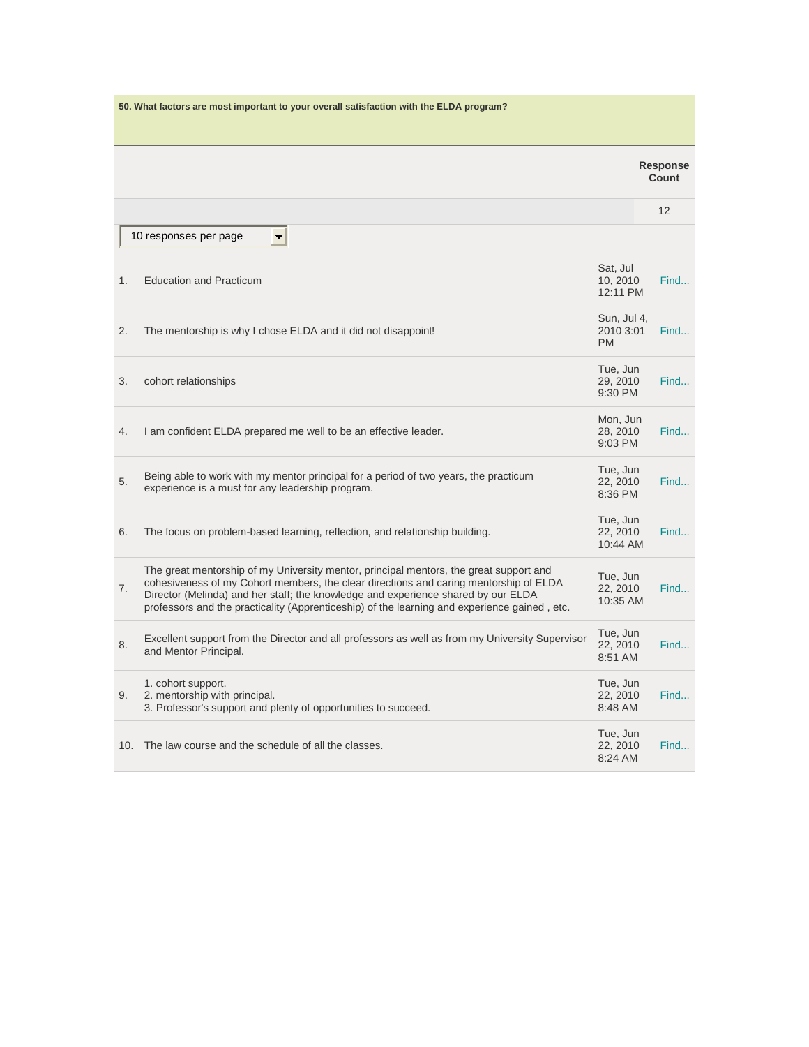**50. What factors are most important to your overall satisfaction with the ELDA program?**

| | Response Count |
|---|---|
| | 12 |

10 responses per page

| # | Response | Date | |
|---|---|---|---|
| 1. | Education and Practicum | Sat, Jul 10, 2010 12:11 PM | Find... |
| 2. | The mentorship is why I chose ELDA and it did not disappoint! | Sun, Jul 4, 2010 3:01 PM | Find... |
| 3. | cohort relationships | Tue, Jun 29, 2010 9:30 PM | Find... |
| 4. | I am confident ELDA prepared me well to be an effective leader. | Mon, Jun 28, 2010 9:03 PM | Find... |
| 5. | Being able to work with my mentor principal for a period of two years, the practicum experience is a must for any leadership program. | Tue, Jun 22, 2010 8:36 PM | Find... |
| 6. | The focus on problem-based learning, reflection, and relationship building. | Tue, Jun 22, 2010 10:44 AM | Find... |
| 7. | The great mentorship of my University mentor, principal mentors, the great support and cohesiveness of my Cohort members, the clear directions and caring mentorship of ELDA Director (Melinda) and her staff; the knowledge and experience shared by our ELDA professors and the practicality (Apprenticeship) of the learning and experience gained , etc. | Tue, Jun 22, 2010 10:35 AM | Find... |
| 8. | Excellent support from the Director and all professors as well as from my University Supervisor and Mentor Principal. | Tue, Jun 22, 2010 8:51 AM | Find... |
| 9. | 1. cohort support.<br>2. mentorship with principal.<br>3. Professor's support and plenty of opportunities to succeed. | Tue, Jun 22, 2010 8:48 AM | Find... |
| 10. | The law course and the schedule of all the classes. | Tue, Jun 22, 2010 8:24 AM | Find... |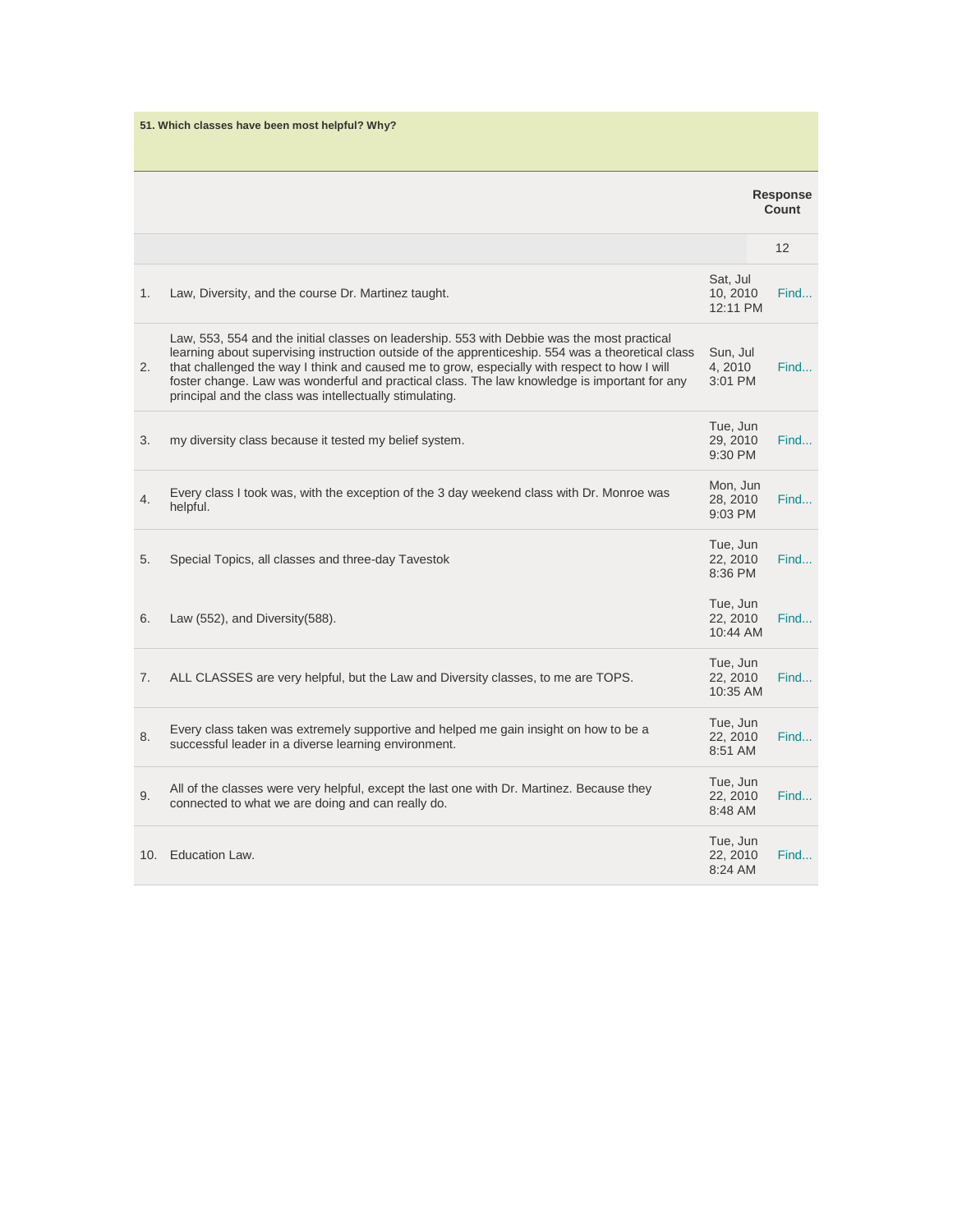**51. Which classes have been most helpful? Why?**

| | | | Response Count |
|---|---|---|---|
| | | | 12 |
| 1. | Law, Diversity, and the course Dr. Martinez taught. | Sat, Jul 10, 2010 12:11 PM | Find... |
| 2. | Law, 553, 554 and the initial classes on leadership. 553 with Debbie was the most practical learning about supervising instruction outside of the apprenticeship. 554 was a theoretical class that challenged the way I think and caused me to grow, especially with respect to how I will foster change. Law was wonderful and practical class. The law knowledge is important for any principal and the class was intellectually stimulating. | Sun, Jul 4, 2010 3:01 PM | Find... |
| 3. | my diversity class because it tested my belief system. | Tue, Jun 29, 2010 9:30 PM | Find... |
| 4. | Every class I took was, with the exception of the 3 day weekend class with Dr. Monroe was helpful. | Mon, Jun 28, 2010 9:03 PM | Find... |
| 5. | Special Topics, all classes and three-day Tavestok | Tue, Jun 22, 2010 8:36 PM | Find... |
| 6. | Law (552), and Diversity(588). | Tue, Jun 22, 2010 10:44 AM | Find... |
| 7. | ALL CLASSES are very helpful, but the Law and Diversity classes, to me are TOPS. | Tue, Jun 22, 2010 10:35 AM | Find... |
| 8. | Every class taken was extremely supportive and helped me gain insight on how to be a successful leader in a diverse learning environment. | Tue, Jun 22, 2010 8:51 AM | Find... |
| 9. | All of the classes were very helpful, except the last one with Dr. Martinez. Because they connected to what we are doing and can really do. | Tue, Jun 22, 2010 8:48 AM | Find... |
| 10. | Education Law. | Tue, Jun 22, 2010 8:24 AM | Find... |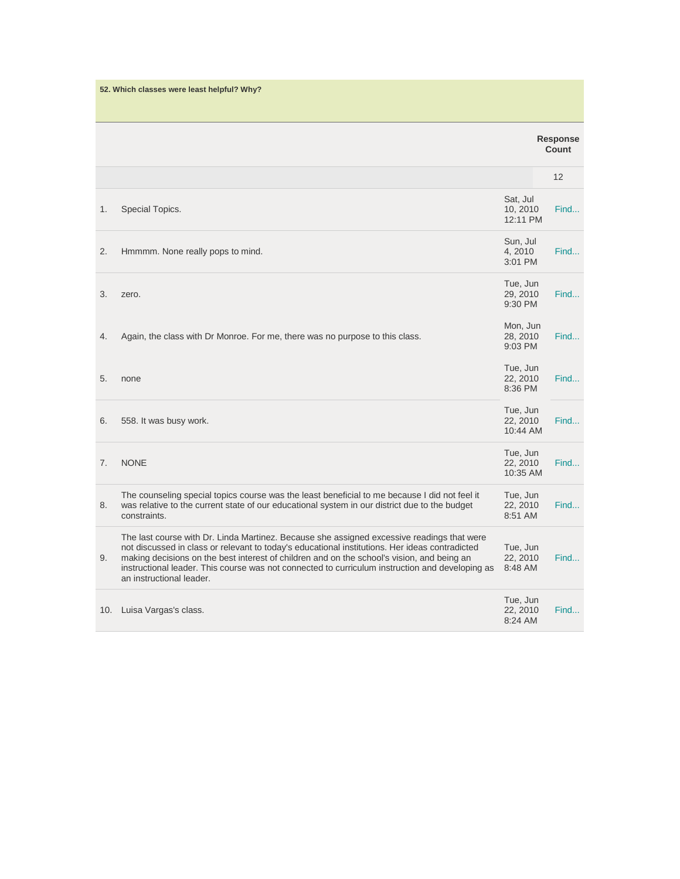**52. Which classes were least helpful? Why?**

| | | | Response Count |
|---|---|---|---|
| | | | 12 |
| 1. | Special Topics. | Sat, Jul 10, 2010 12:11 PM | Find... |
| 2. | Hmmmm. None really pops to mind. | Sun, Jul 4, 2010 3:01 PM | Find... |
| 3. | zero. | Tue, Jun 29, 2010 9:30 PM | Find... |
| 4. | Again, the class with Dr Monroe. For me, there was no purpose to this class. | Mon, Jun 28, 2010 9:03 PM | Find... |
| 5. | none | Tue, Jun 22, 2010 8:36 PM | Find... |
| 6. | 558. It was busy work. | Tue, Jun 22, 2010 10:44 AM | Find... |
| 7. | NONE | Tue, Jun 22, 2010 10:35 AM | Find... |
| 8. | The counseling special topics course was the least beneficial to me because I did not feel it was relative to the current state of our educational system in our district due to the budget constraints. | Tue, Jun 22, 2010 8:51 AM | Find... |
| 9. | The last course with Dr. Linda Martinez. Because she assigned excessive readings that were not discussed in class or relevant to today's educational institutions. Her ideas contradicted making decisions on the best interest of children and on the school's vision, and being an instructional leader. This course was not connected to curriculum instruction and developing as an instructional leader. | Tue, Jun 22, 2010 8:48 AM | Find... |
| 10. | Luisa Vargas's class. | Tue, Jun 22, 2010 8:24 AM | Find... |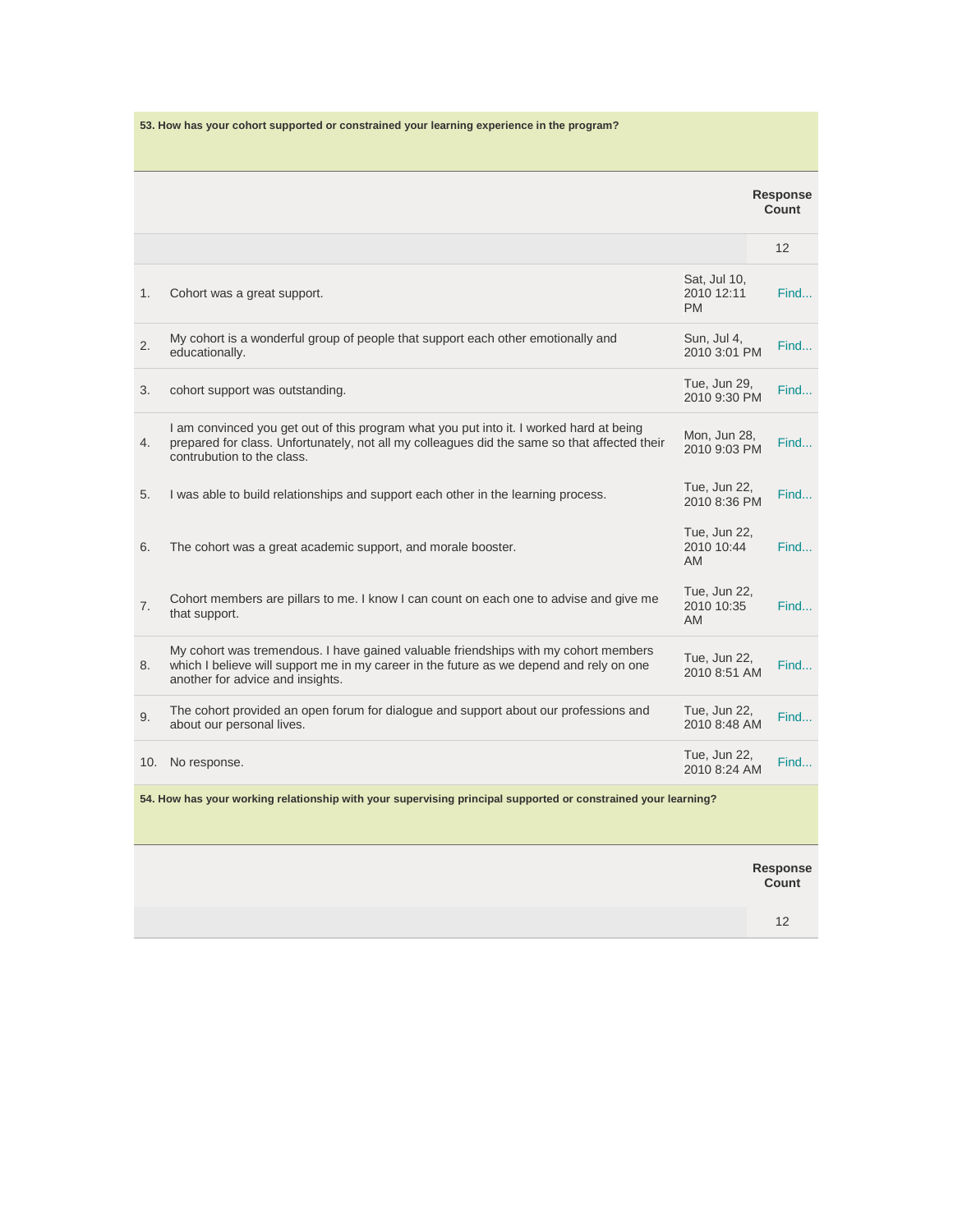**53. How has your cohort supported or constrained your learning experience in the program?**

| | | | Response Count |
|---|---|---|---|
| | | | 12 |

| # | Response | Date | |
|---|---|---|---|
| 1. | Cohort was a great support. | Sat, Jul 10, 2010 12:11 PM | Find... |
| 2. | My cohort is a wonderful group of people that support each other emotionally and educationally. | Sun, Jul 4, 2010 3:01 PM | Find... |
| 3. | cohort support was outstanding. | Tue, Jun 29, 2010 9:30 PM | Find... |
| 4. | I am convinced you get out of this program what you put into it. I worked hard at being prepared for class. Unfortunately, not all my colleagues did the same so that affected their contrubution to the class. | Mon, Jun 28, 2010 9:03 PM | Find... |
| 5. | I was able to build relationships and support each other in the learning process. | Tue, Jun 22, 2010 8:36 PM | Find... |
| 6. | The cohort was a great academic support, and morale booster. | Tue, Jun 22, 2010 10:44 AM | Find... |
| 7. | Cohort members are pillars to me. I know I can count on each one to advise and give me that support. | Tue, Jun 22, 2010 10:35 AM | Find... |
| 8. | My cohort was tremendous. I have gained valuable friendships with my cohort members which I believe will support me in my career in the future as we depend and rely on one another for advice and insights. | Tue, Jun 22, 2010 8:51 AM | Find... |
| 9. | The cohort provided an open forum for dialogue and support about our professions and about our personal lives. | Tue, Jun 22, 2010 8:48 AM | Find... |
| 10. | No response. | Tue, Jun 22, 2010 8:24 AM | Find... |

**54. How has your working relationship with your supervising principal supported or constrained your learning?**

| | Response Count |
|---|---|
| | 12 |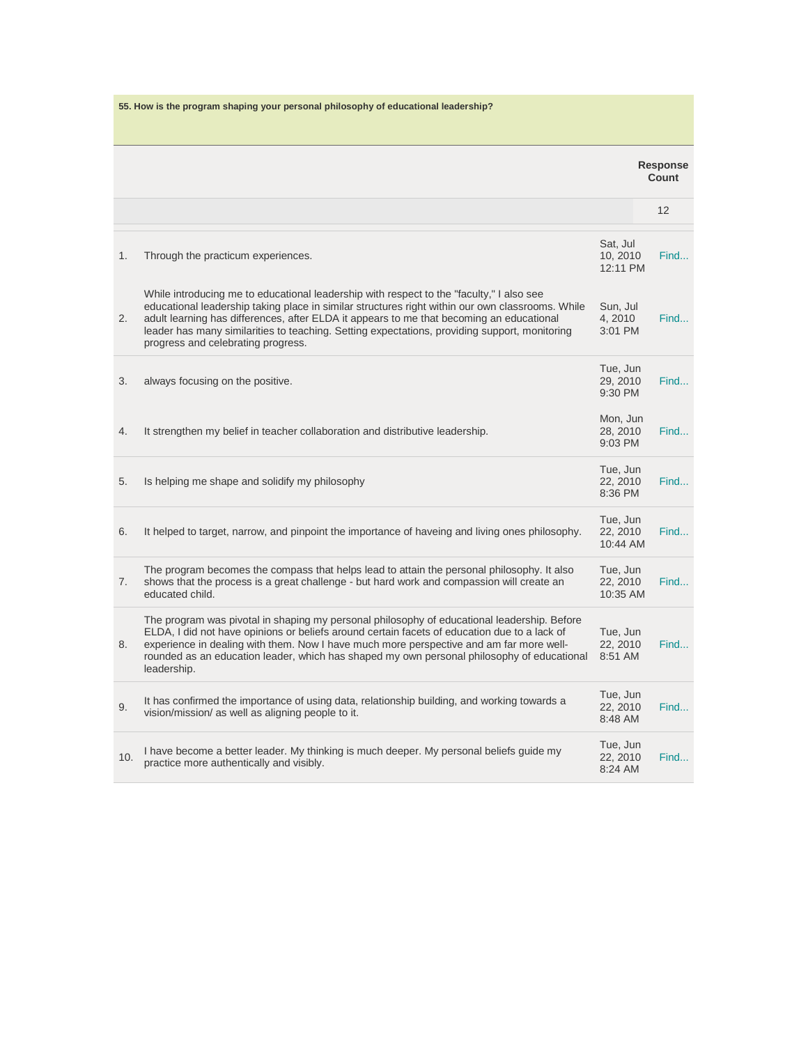**55. How is the program shaping your personal philosophy of educational leadership?**

| | | | Response Count |
|---|---|---|---|
| | | | 12 |

| # | Response | Date | |
|---|---|---|---|
| 1. | Through the practicum experiences. | Sat, Jul 10, 2010 12:11 PM | Find... |
| 2. | While introducing me to educational leadership with respect to the "faculty," I also see educational leadership taking place in similar structures right within our own classrooms. While adult learning has differences, after ELDA it appears to me that becoming an educational leader has many similarities to teaching. Setting expectations, providing support, monitoring progress and celebrating progress. | Sun, Jul 4, 2010 3:01 PM | Find... |
| 3. | always focusing on the positive. | Tue, Jun 29, 2010 9:30 PM | Find... |
| 4. | It strengthen my belief in teacher collaboration and distributive leadership. | Mon, Jun 28, 2010 9:03 PM | Find... |
| 5. | Is helping me shape and solidify my philosophy | Tue, Jun 22, 2010 8:36 PM | Find... |
| 6. | It helped to target, narrow, and pinpoint the importance of haveing and living ones philosophy. | Tue, Jun 22, 2010 10:44 AM | Find... |
| 7. | The program becomes the compass that helps lead to attain the personal philosophy. It also shows that the process is a great challenge - but hard work and compassion will create an educated child. | Tue, Jun 22, 2010 10:35 AM | Find... |
| 8. | The program was pivotal in shaping my personal philosophy of educational leadership. Before ELDA, I did not have opinions or beliefs around certain facets of education due to a lack of experience in dealing with them. Now I have much more perspective and am far more well-rounded as an education leader, which has shaped my own personal philosophy of educational leadership. | Tue, Jun 22, 2010 8:51 AM | Find... |
| 9. | It has confirmed the importance of using data, relationship building, and working towards a vision/mission/ as well as aligning people to it. | Tue, Jun 22, 2010 8:48 AM | Find... |
| 10. | I have become a better leader. My thinking is much deeper. My personal beliefs guide my practice more authentically and visibly. | Tue, Jun 22, 2010 8:24 AM | Find... |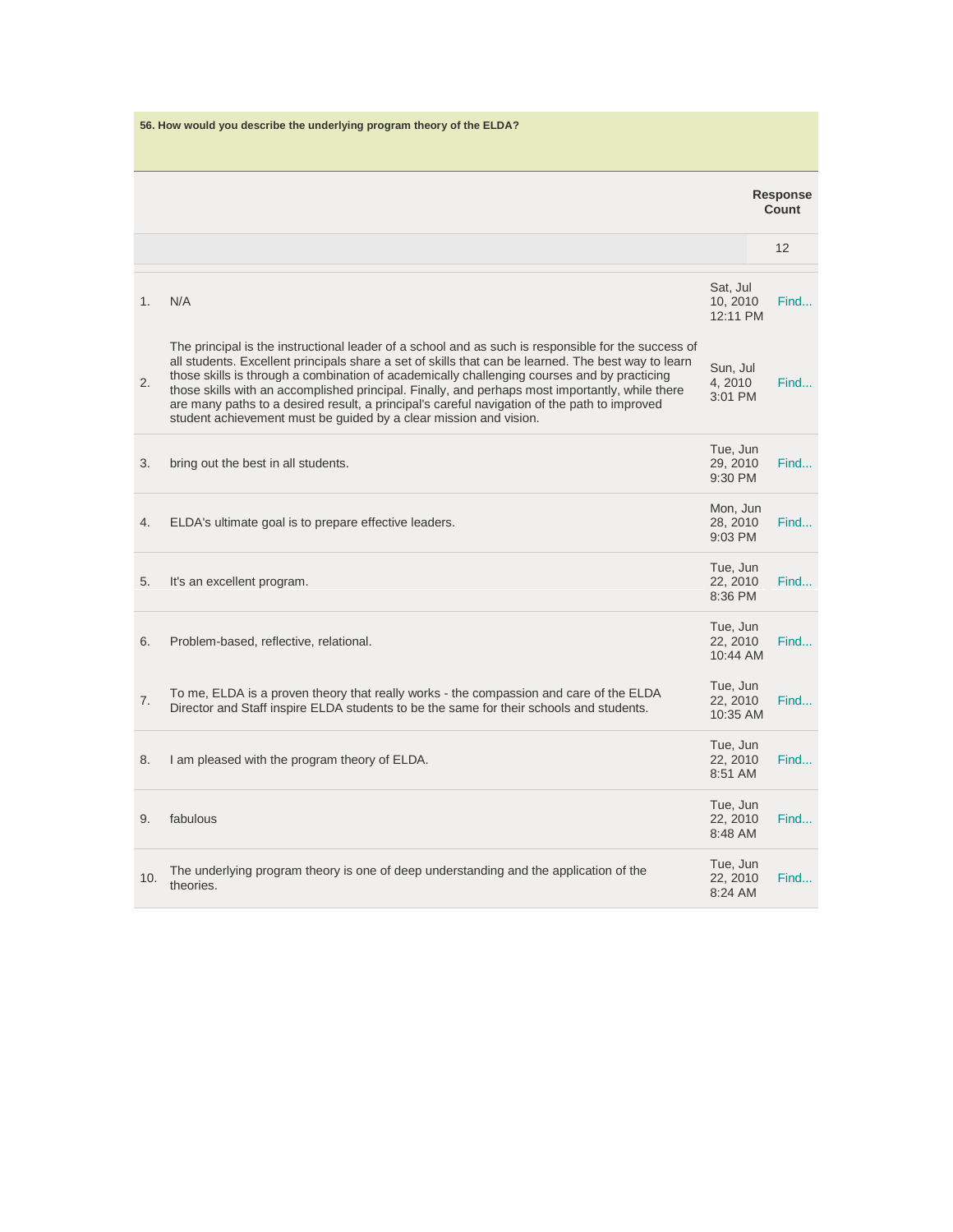**56. How would you describe the underlying program theory of the ELDA?**

| | | | Response Count |
|---|---|---|---|
| | | | 12 |

| # | Response | Date | |
|---|---|---|---|
| 1. | N/A | Sat, Jul 10, 2010 12:11 PM | Find... |
| 2. | The principal is the instructional leader of a school and as such is responsible for the success of all students. Excellent principals share a set of skills that can be learned. The best way to learn those skills is through a combination of academically challenging courses and by practicing those skills with an accomplished principal. Finally, and perhaps most importantly, while there are many paths to a desired result, a principal's careful navigation of the path to improved student achievement must be guided by a clear mission and vision. | Sun, Jul 4, 2010 3:01 PM | Find... |
| 3. | bring out the best in all students. | Tue, Jun 29, 2010 9:30 PM | Find... |
| 4. | ELDA's ultimate goal is to prepare effective leaders. | Mon, Jun 28, 2010 9:03 PM | Find... |
| 5. | It's an excellent program. | Tue, Jun 22, 2010 8:36 PM | Find... |
| 6. | Problem-based, reflective, relational. | Tue, Jun 22, 2010 10:44 AM | Find... |
| 7. | To me, ELDA is a proven theory that really works - the compassion and care of the ELDA Director and Staff inspire ELDA students to be the same for their schools and students. | Tue, Jun 22, 2010 10:35 AM | Find... |
| 8. | I am pleased with the program theory of ELDA. | Tue, Jun 22, 2010 8:51 AM | Find... |
| 9. | fabulous | Tue, Jun 22, 2010 8:48 AM | Find... |
| 10. | The underlying program theory is one of deep understanding and the application of the theories. | Tue, Jun 22, 2010 8:24 AM | Find... |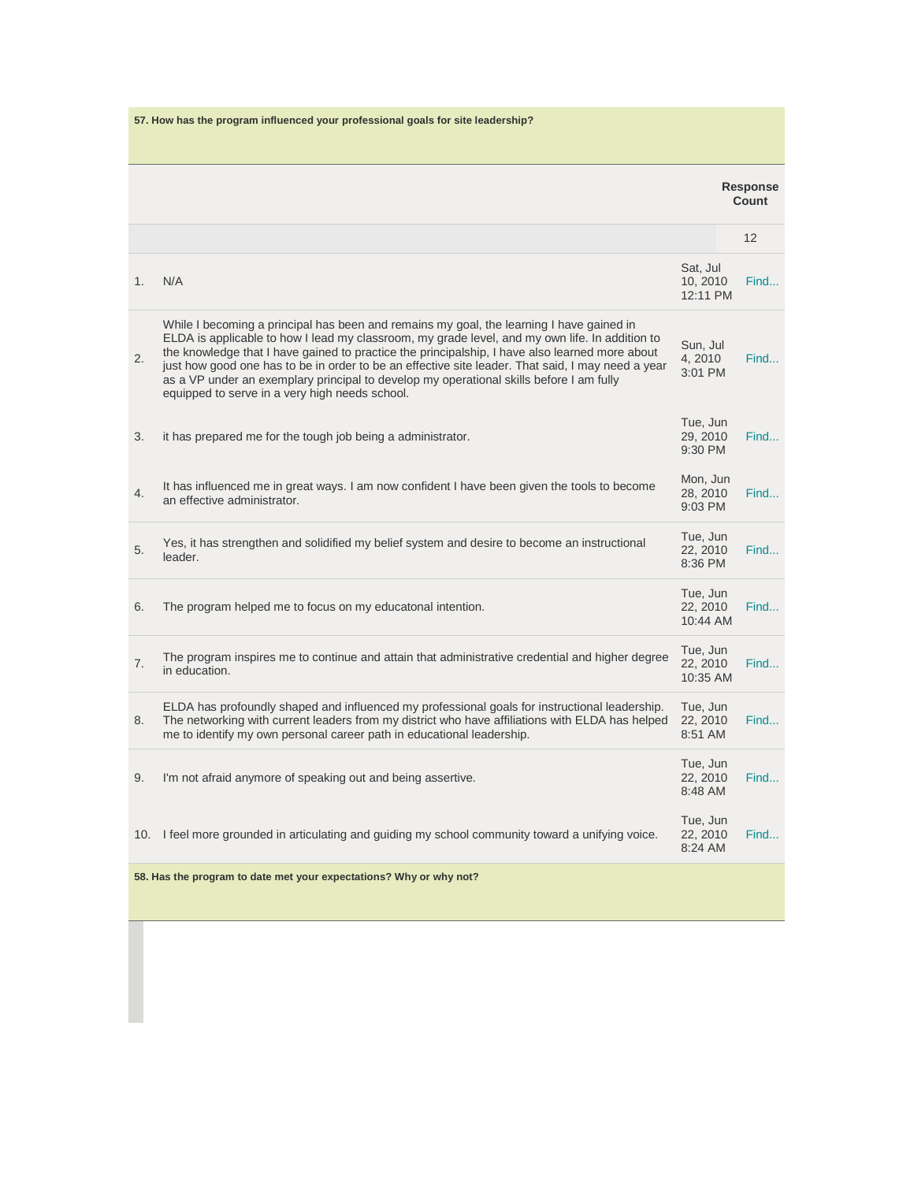**57. How has the program influenced your professional goals for site leadership?**

| | | Response Count |
|---|---|---|
| | | 12 |

| # | Response | Date | |
|---|---|---|---|
| 1. | N/A | Sat, Jul 10, 2010 12:11 PM | Find... |
| 2. | While I becoming a principal has been and remains my goal, the learning I have gained in ELDA is applicable to how I lead my classroom, my grade level, and my own life. In addition to the knowledge that I have gained to practice the principalship, I have also learned more about just how good one has to be in order to be an effective site leader. That said, I may need a year as a VP under an exemplary principal to develop my operational skills before I am fully equipped to serve in a very high needs school. | Sun, Jul 4, 2010 3:01 PM | Find... |
| 3. | it has prepared me for the tough job being a administrator. | Tue, Jun 29, 2010 9:30 PM | Find... |
| 4. | It has influenced me in great ways. I am now confident I have been given the tools to become an effective administrator. | Mon, Jun 28, 2010 9:03 PM | Find... |
| 5. | Yes, it has strengthen and solidified my belief system and desire to become an instructional leader. | Tue, Jun 22, 2010 8:36 PM | Find... |
| 6. | The program helped me to focus on my educatonal intention. | Tue, Jun 22, 2010 10:44 AM | Find... |
| 7. | The program inspires me to continue and attain that administrative credential and higher degree in education. | Tue, Jun 22, 2010 10:35 AM | Find... |
| 8. | ELDA has profoundly shaped and influenced my professional goals for instructional leadership. The networking with current leaders from my district who have affiliations with ELDA has helped me to identify my own personal career path in educational leadership. | Tue, Jun 22, 2010 8:51 AM | Find... |
| 9. | I'm not afraid anymore of speaking out and being assertive. | Tue, Jun 22, 2010 8:48 AM | Find... |
| 10. | I feel more grounded in articulating and guiding my school community toward a unifying voice. | Tue, Jun 22, 2010 8:24 AM | Find... |

**58. Has the program to date met your expectations? Why or why not?**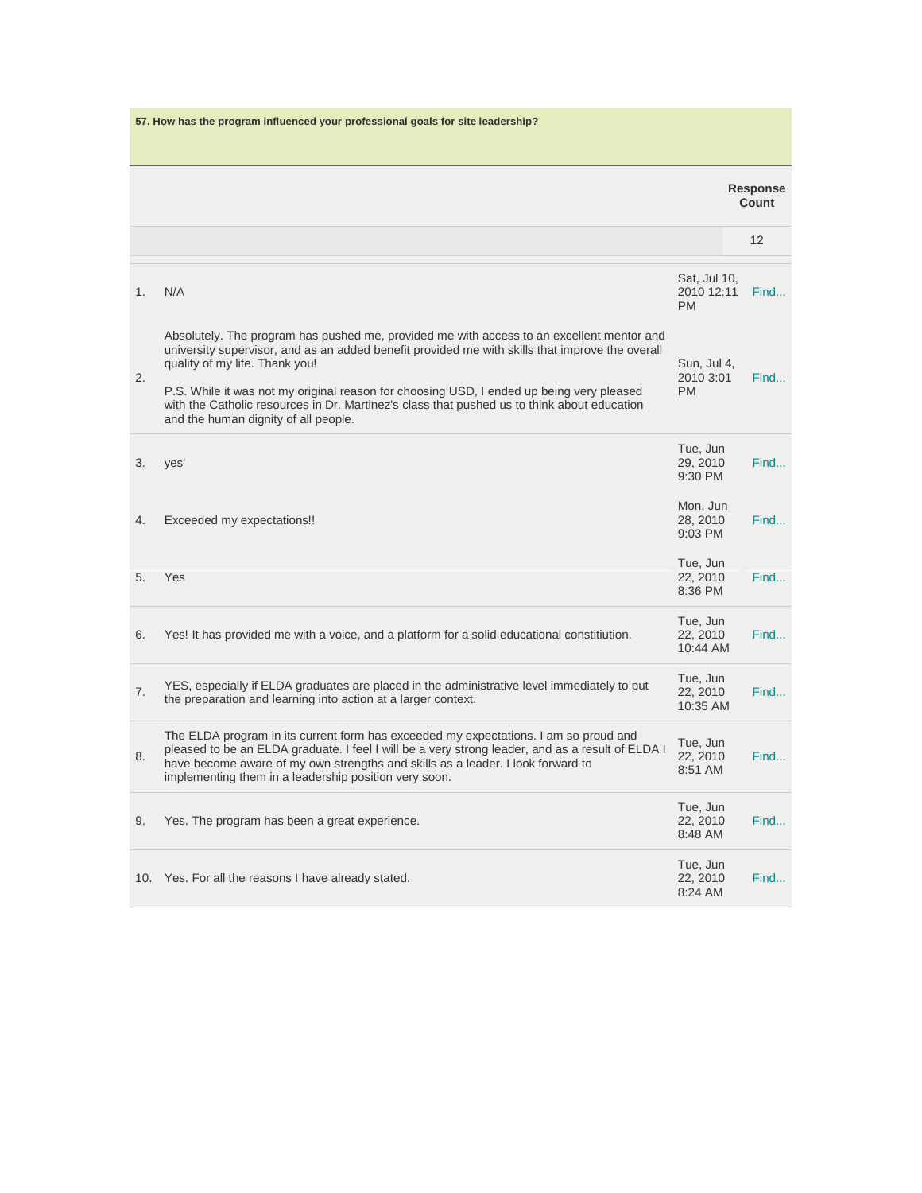**57. How has the program influenced your professional goals for site leadership?**

| | | | Response Count |
|---|---|---|---|
| | | | 12 |
| 1. | N/A | Sat, Jul 10, 2010 12:11 PM | Find... |
| 2. | Absolutely. The program has pushed me, provided me with access to an excellent mentor and university supervisor, and as an added benefit provided me with skills that improve the overall quality of my life. Thank you!<br><br>P.S. While it was not my original reason for choosing USD, I ended up being very pleased with the Catholic resources in Dr. Martinez's class that pushed us to think about education and the human dignity of all people. | Sun, Jul 4, 2010 3:01 PM | Find... |
| 3. | yes' | Tue, Jun 29, 2010 9:30 PM | Find... |
| 4. | Exceeded my expectations!! | Mon, Jun 28, 2010 9:03 PM | Find... |
| 5. | Yes | Tue, Jun 22, 2010 8:36 PM | Find... |
| 6. | Yes! It has provided me with a voice, and a platform for a solid educational constitiution. | Tue, Jun 22, 2010 10:44 AM | Find... |
| 7. | YES, especially if ELDA graduates are placed in the administrative level immediately to put the preparation and learning into action at a larger context. | Tue, Jun 22, 2010 10:35 AM | Find... |
| 8. | The ELDA program in its current form has exceeded my expectations. I am so proud and pleased to be an ELDA graduate. I feel I will be a very strong leader, and as a result of ELDA I have become aware of my own strengths and skills as a leader. I look forward to implementing them in a leadership position very soon. | Tue, Jun 22, 2010 8:51 AM | Find... |
| 9. | Yes. The program has been a great experience. | Tue, Jun 22, 2010 8:48 AM | Find... |
| 10. | Yes. For all the reasons I have already stated. | Tue, Jun 22, 2010 8:24 AM | Find... |